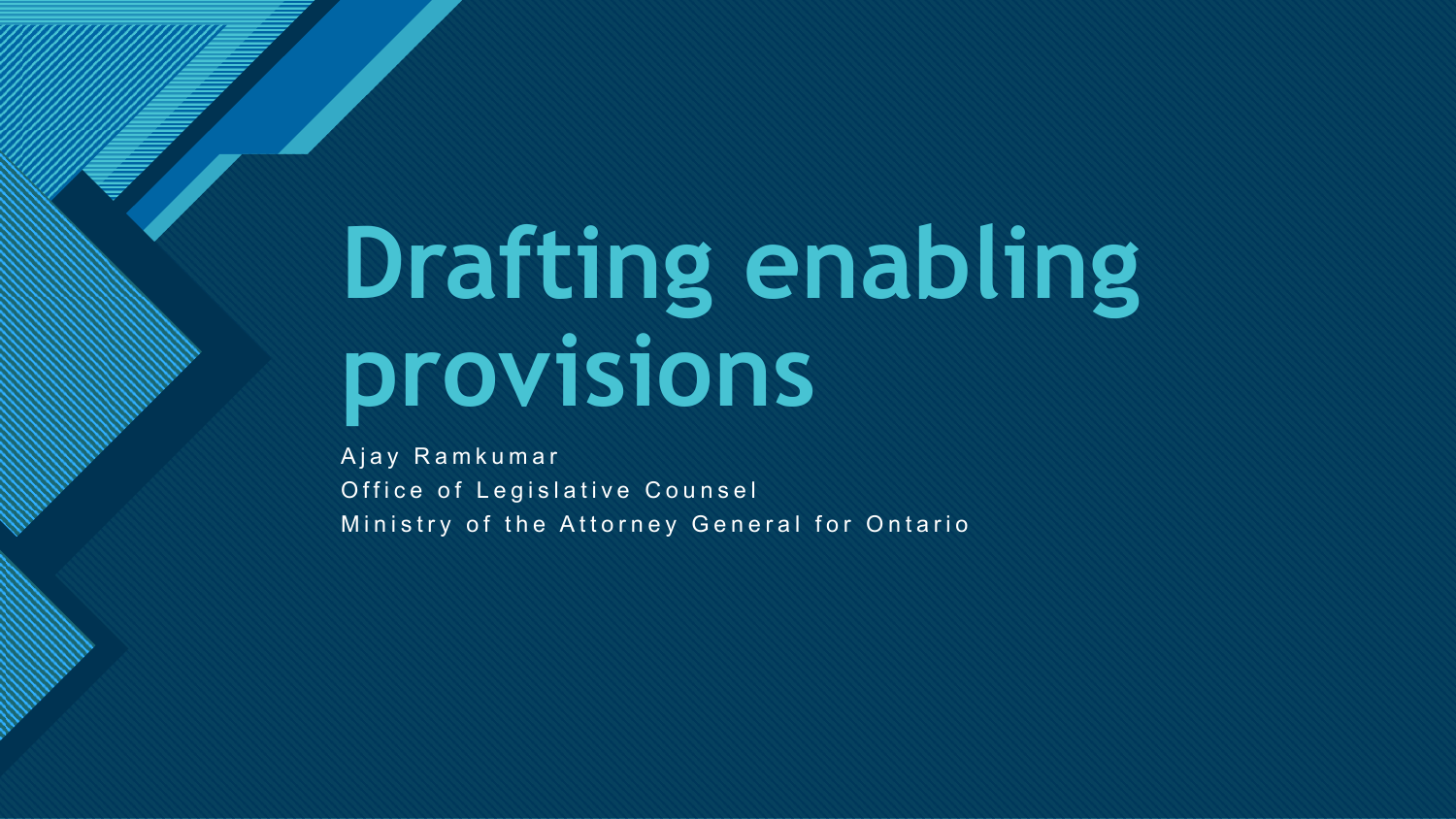# Drafting enabling provisions

Ajay Ramkumar
Office of Legislative Counsel
Ministry of the Attorney General for Ontario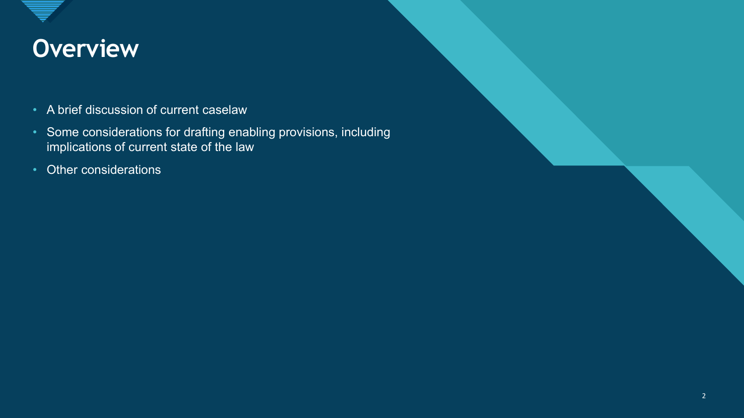# Overview

- A brief discussion of current caselaw
- Some considerations for drafting enabling provisions, including implications of current state of the law
- Other considerations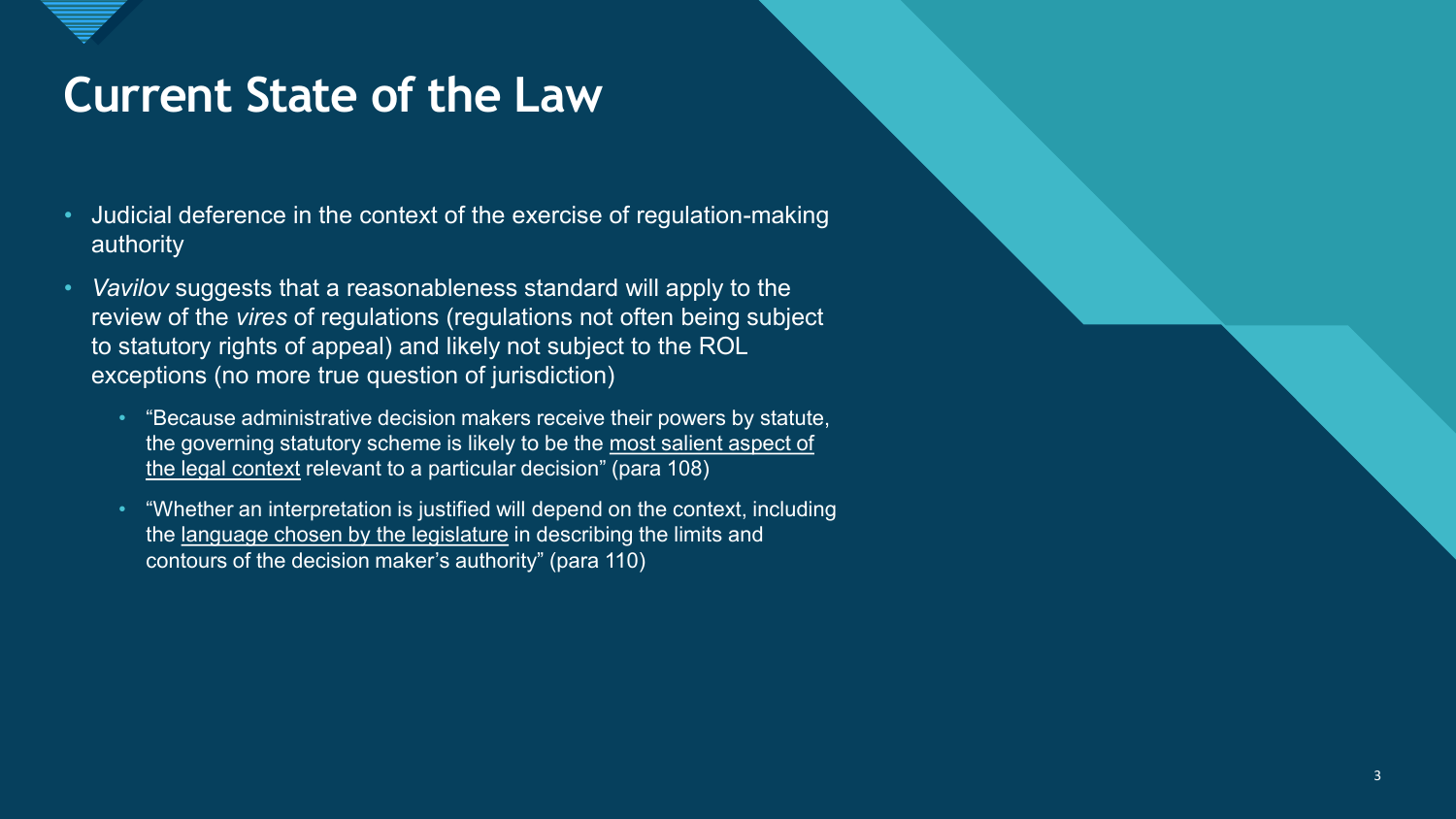# Current State of the Law

- Judicial deference in the context of the exercise of regulation-making authority
- *Vavilov* suggests that a reasonableness standard will apply to the review of the *vires* of regulations (regulations not often being subject to statutory rights of appeal) and likely not subject to the ROL exceptions (no more true question of jurisdiction)
  - "Because administrative decision makers receive their powers by statute, the governing statutory scheme is likely to be the <u>most salient aspect of the legal context</u> relevant to a particular decision" (para 108)
  - "Whether an interpretation is justified will depend on the context, including the <u>language chosen by the legislature</u> in describing the limits and contours of the decision maker's authority" (para 110)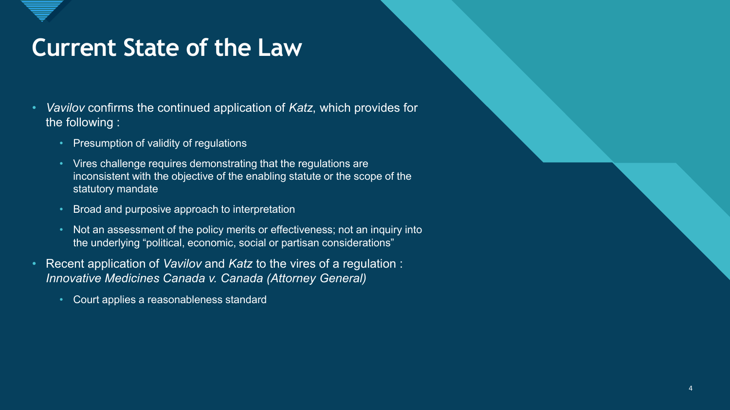# Current State of the Law

- *Vavilov* confirms the continued application of *Katz*, which provides for the following :
  - Presumption of validity of regulations
  - Vires challenge requires demonstrating that the regulations are inconsistent with the objective of the enabling statute or the scope of the statutory mandate
  - Broad and purposive approach to interpretation
  - Not an assessment of the policy merits or effectiveness; not an inquiry into the underlying "political, economic, social or partisan considerations"
- Recent application of *Vavilov* and *Katz* to the vires of a regulation : *Innovative Medicines Canada v. Canada (Attorney General)*
  - Court applies a reasonableness standard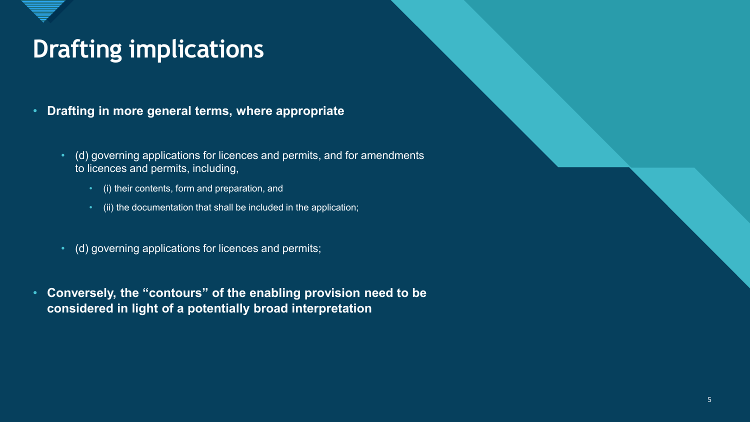# Drafting implications

- **Drafting in more general terms, where appropriate**
  - (d) governing applications for licences and permits, and for amendments to licences and permits, including,
    - (i) their contents, form and preparation, and
    - (ii) the documentation that shall be included in the application;
  - (d) governing applications for licences and permits;
- **Conversely, the "contours" of the enabling provision need to be considered in light of a potentially broad interpretation**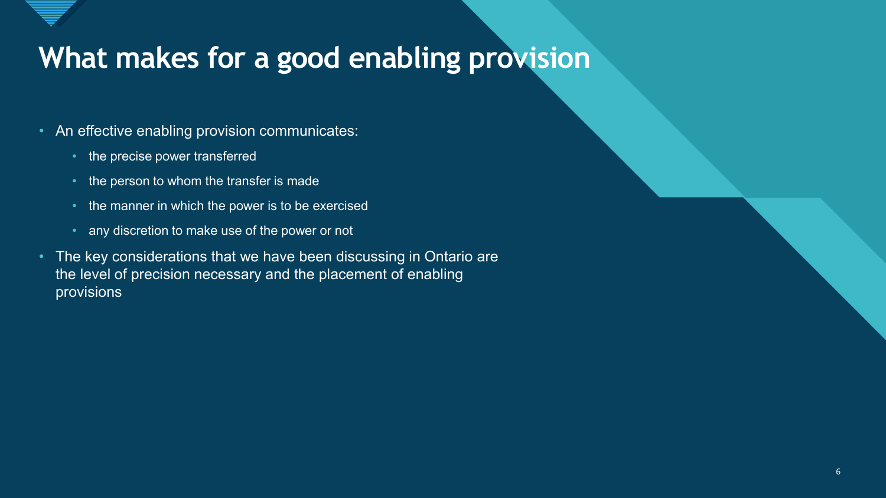# What makes for a good enabling provision

- An effective enabling provision communicates:
  - the precise power transferred
  - the person to whom the transfer is made
  - the manner in which the power is to be exercised
  - any discretion to make use of the power or not
- The key considerations that we have been discussing in Ontario are the level of precision necessary and the placement of enabling provisions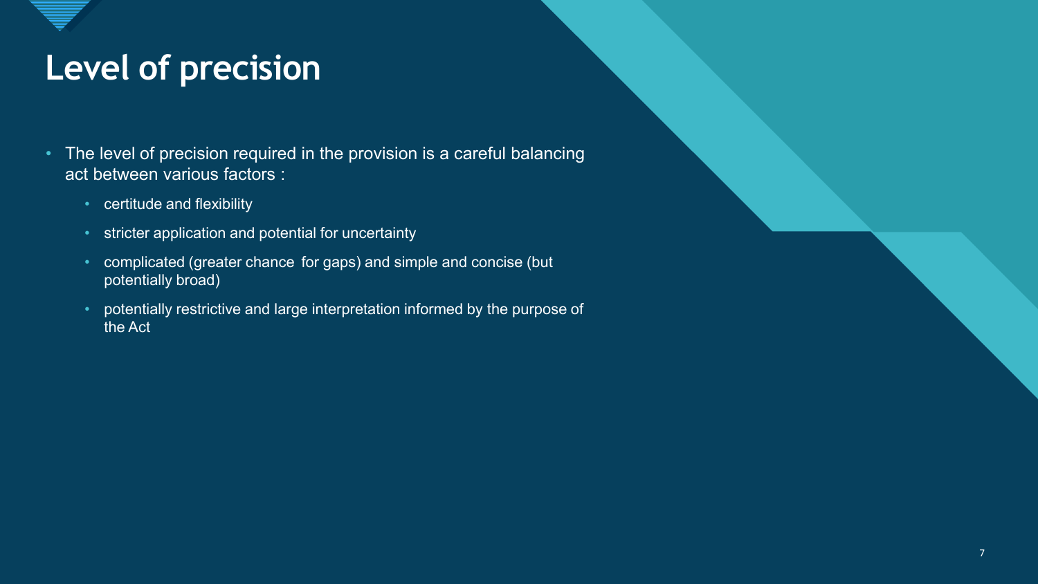# Level of precision

- The level of precision required in the provision is a careful balancing act between various factors :
  - certitude and flexibility
  - stricter application and potential for uncertainty
  - complicated (greater chance  for gaps) and simple and concise (but potentially broad)
  - potentially restrictive and large interpretation informed by the purpose of the Act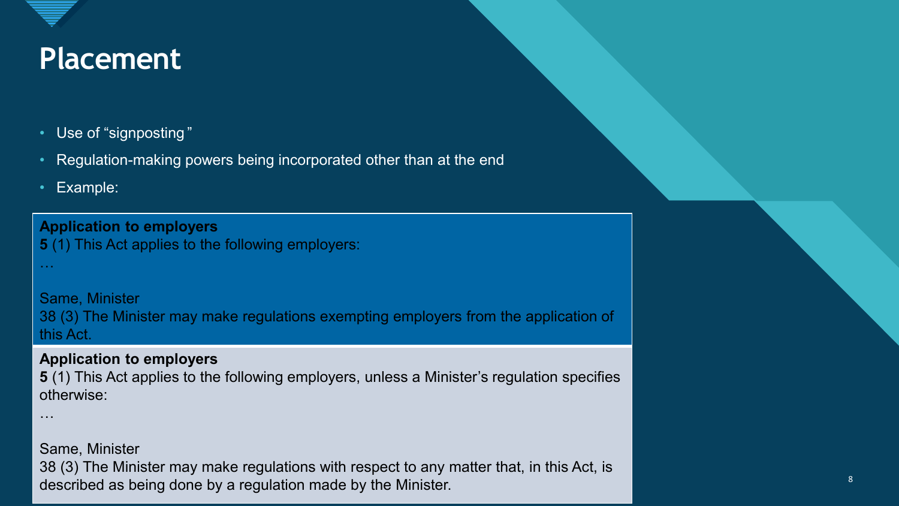# Placement

- Use of "signposting"
- Regulation-making powers being incorporated other than at the end
- Example:

**Application to employers**
**5** (1) This Act applies to the following employers:
…

Same, Minister
38 (3) The Minister may make regulations exempting employers from the application of this Act.

**Application to employers**
**5** (1) This Act applies to the following employers, unless a Minister's regulation specifies otherwise:
…

Same, Minister
38 (3) The Minister may make regulations with respect to any matter that, in this Act, is described as being done by a regulation made by the Minister.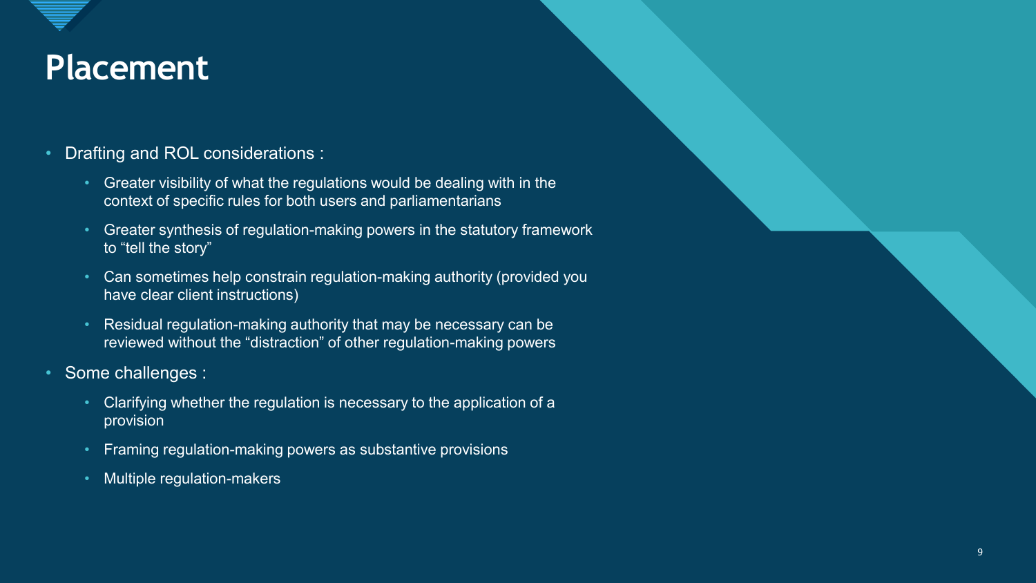# Placement

- Drafting and ROL considerations :
  - Greater visibility of what the regulations would be dealing with in the context of specific rules for both users and parliamentarians
  - Greater synthesis of regulation-making powers in the statutory framework to "tell the story"
  - Can sometimes help constrain regulation-making authority (provided you have clear client instructions)
  - Residual regulation-making authority that may be necessary can be reviewed without the "distraction" of other regulation-making powers
- Some challenges :
  - Clarifying whether the regulation is necessary to the application of a provision
  - Framing regulation-making powers as substantive provisions
  - Multiple regulation-makers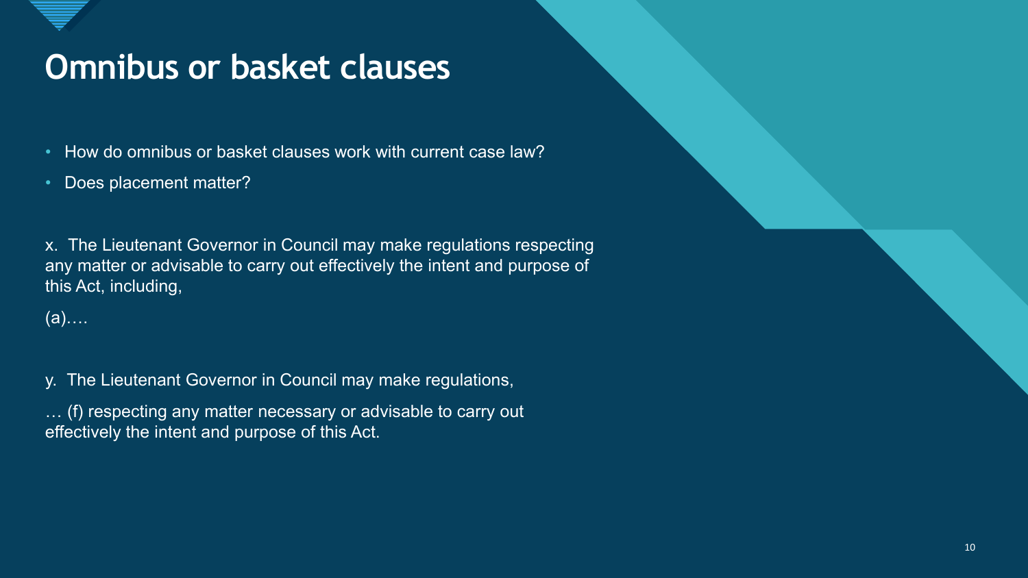# Omnibus or basket clauses

- How do omnibus or basket clauses work with current case law?
- Does placement matter?

x. The Lieutenant Governor in Council may make regulations respecting any matter or advisable to carry out effectively the intent and purpose of this Act, including,

(a)….

y. The Lieutenant Governor in Council may make regulations,

… (f) respecting any matter necessary or advisable to carry out effectively the intent and purpose of this Act.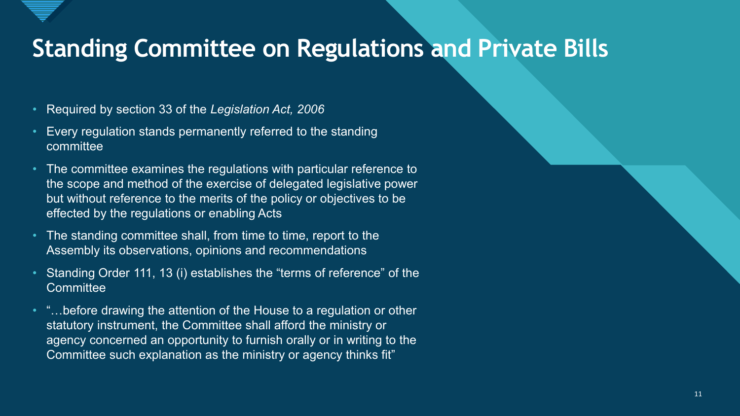# Standing Committee on Regulations and Private Bills

- Required by section 33 of the *Legislation Act, 2006*
- Every regulation stands permanently referred to the standing committee
- The committee examines the regulations with particular reference to the scope and method of the exercise of delegated legislative power but without reference to the merits of the policy or objectives to be effected by the regulations or enabling Acts
- The standing committee shall, from time to time, report to the Assembly its observations, opinions and recommendations
- Standing Order 111, 13 (i) establishes the "terms of reference" of the Committee
- "…before drawing the attention of the House to a regulation or other statutory instrument, the Committee shall afford the ministry or agency concerned an opportunity to furnish orally or in writing to the Committee such explanation as the ministry or agency thinks fit"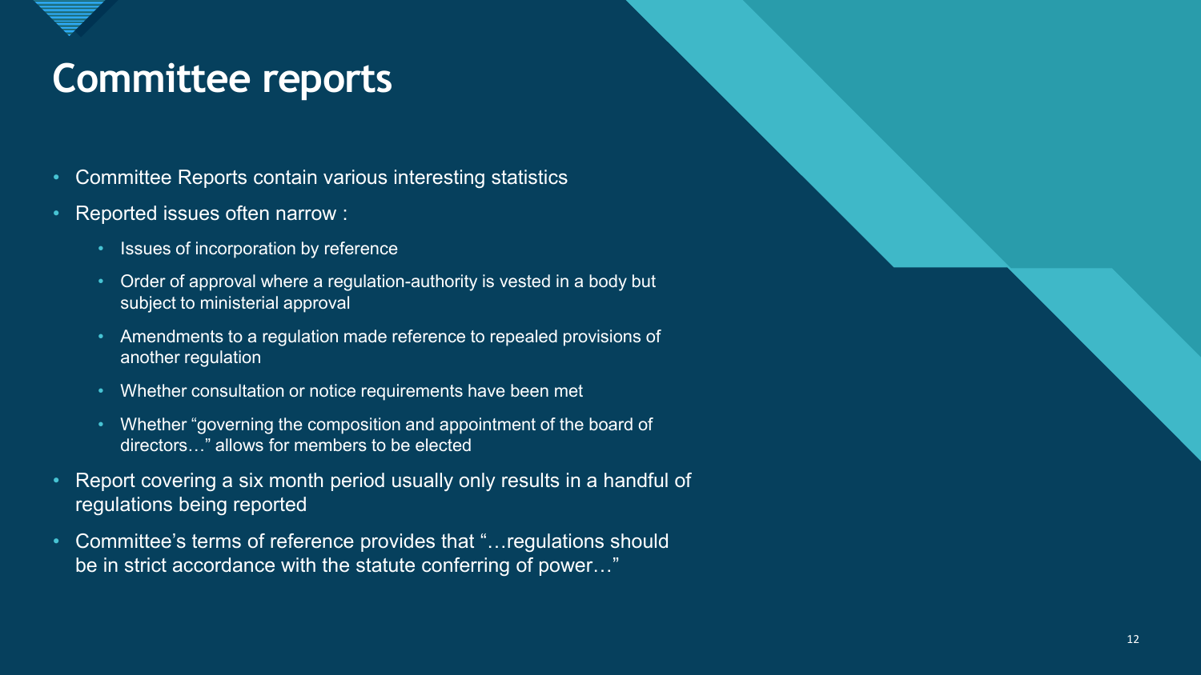# Committee reports

- Committee Reports contain various interesting statistics
- Reported issues often narrow :
  - Issues of incorporation by reference
  - Order of approval where a regulation-authority is vested in a body but subject to ministerial approval
  - Amendments to a regulation made reference to repealed provisions of another regulation
  - Whether consultation or notice requirements have been met
  - Whether "governing the composition and appointment of the board of directors…" allows for members to be elected
- Report covering a six month period usually only results in a handful of regulations being reported
- Committee's terms of reference provides that "…regulations should be in strict accordance with the statute conferring of power…"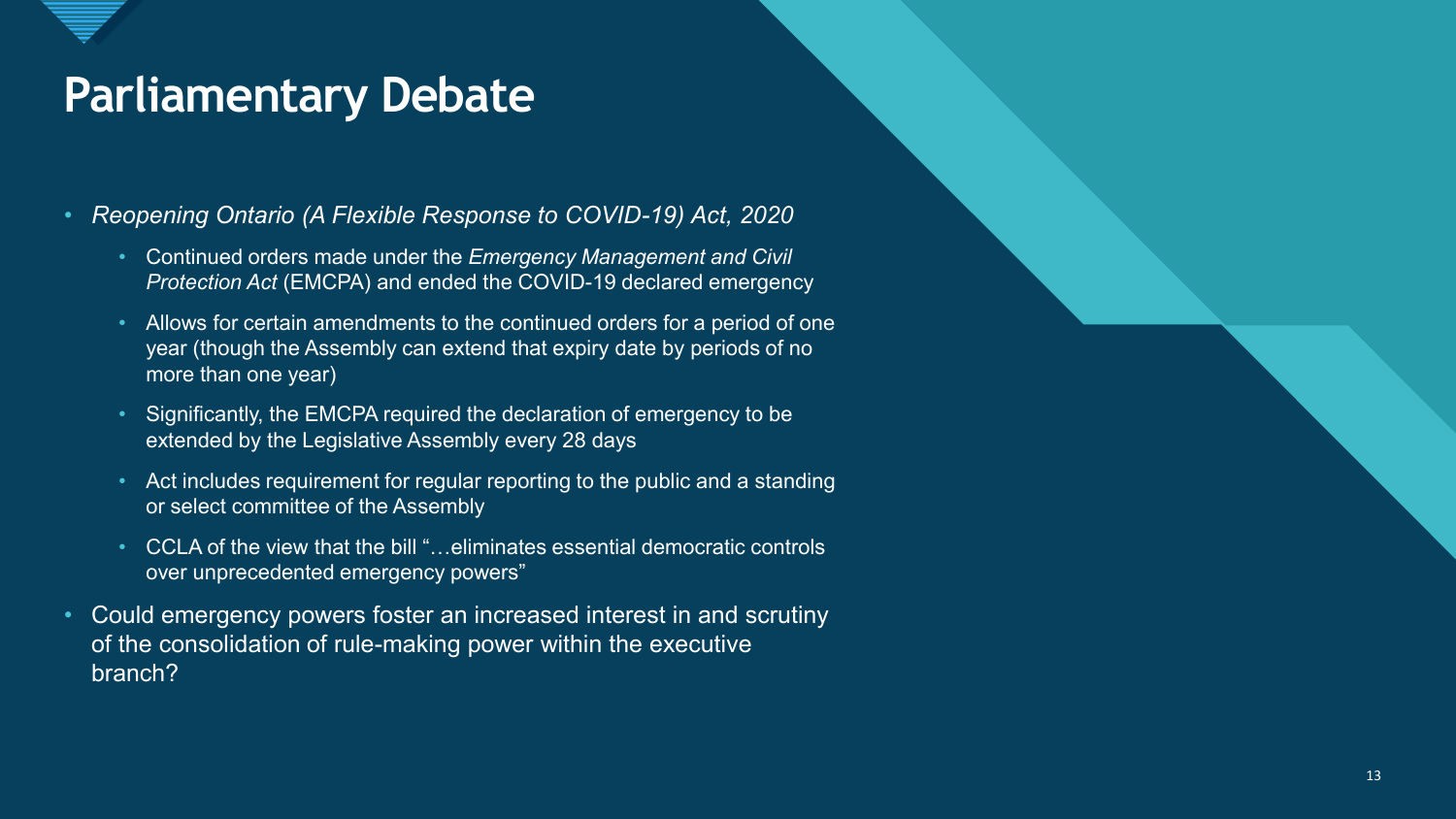# Parliamentary Debate

- *Reopening Ontario (A Flexible Response to COVID-19) Act, 2020*
  - Continued orders made under the *Emergency Management and Civil Protection Act* (EMCPA) and ended the COVID-19 declared emergency
  - Allows for certain amendments to the continued orders for a period of one year (though the Assembly can extend that expiry date by periods of no more than one year)
  - Significantly, the EMCPA required the declaration of emergency to be extended by the Legislative Assembly every 28 days
  - Act includes requirement for regular reporting to the public and a standing or select committee of the Assembly
  - CCLA of the view that the bill "…eliminates essential democratic controls over unprecedented emergency powers"
- Could emergency powers foster an increased interest in and scrutiny of the consolidation of rule-making power within the executive branch?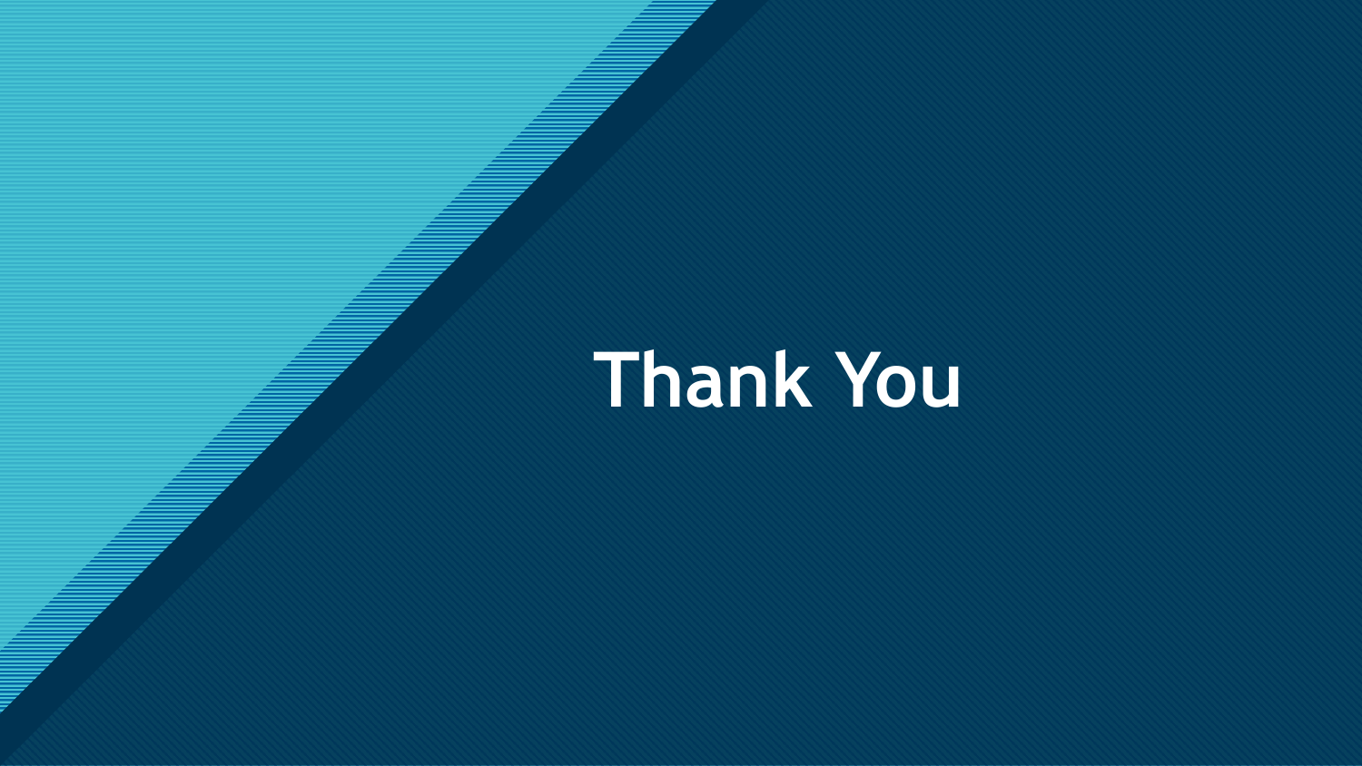# Thank You